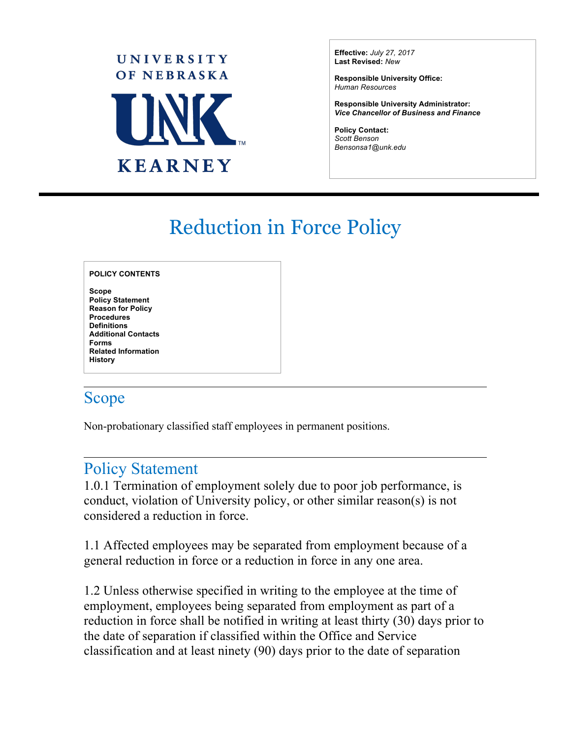UNIVERSITY OF NEBRASKA KEARNEY

**Effective:** *July 27, 2017*
**Last Revised:** *New*

**Responsible University Office:**
*Human Resources*

**Responsible University Administrator:**
***Vice Chancellor of Business and Finance***

**Policy Contact:**
*Scott Benson*
*Bensonsa1@unk.edu*

# Reduction in Force Policy

**POLICY CONTENTS**

**Scope**
**Policy Statement**
**Reason for Policy**
**Procedures**
**Definitions**
**Additional Contacts**
**Forms**
**Related Information**
**History**

## Scope

Non-probationary classified staff employees in permanent positions.

## Policy Statement

1.0.1 Termination of employment solely due to poor job performance, is conduct, violation of University policy, or other similar reason(s) is not considered a reduction in force.

1.1 Affected employees may be separated from employment because of a general reduction in force or a reduction in force in any one area.

1.2 Unless otherwise specified in writing to the employee at the time of employment, employees being separated from employment as part of a reduction in force shall be notified in writing at least thirty (30) days prior to the date of separation if classified within the Office and Service classification and at least ninety (90) days prior to the date of separation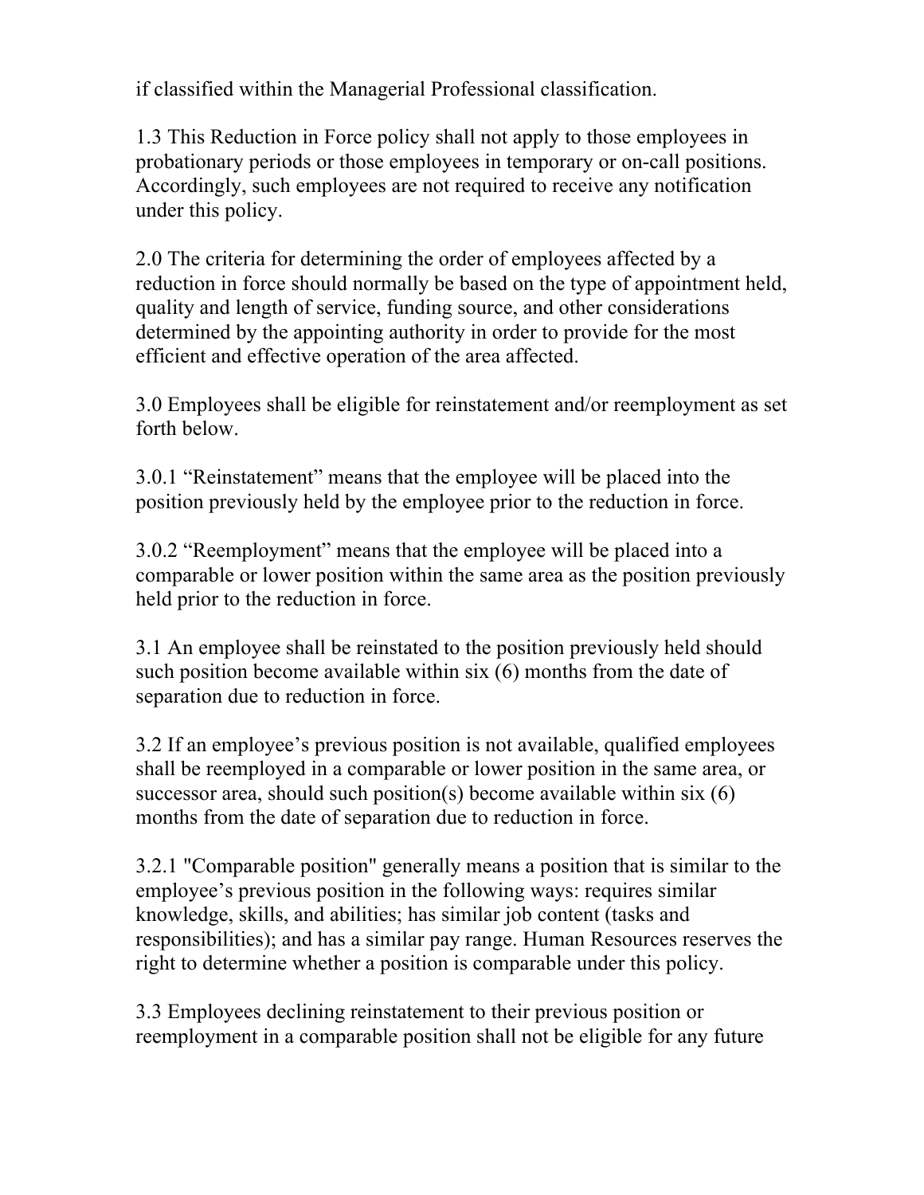if classified within the Managerial Professional classification.

1.3 This Reduction in Force policy shall not apply to those employees in probationary periods or those employees in temporary or on-call positions. Accordingly, such employees are not required to receive any notification under this policy.

2.0 The criteria for determining the order of employees affected by a reduction in force should normally be based on the type of appointment held, quality and length of service, funding source, and other considerations determined by the appointing authority in order to provide for the most efficient and effective operation of the area affected.

3.0 Employees shall be eligible for reinstatement and/or reemployment as set forth below.

3.0.1 "Reinstatement" means that the employee will be placed into the position previously held by the employee prior to the reduction in force.

3.0.2 "Reemployment" means that the employee will be placed into a comparable or lower position within the same area as the position previously held prior to the reduction in force.

3.1 An employee shall be reinstated to the position previously held should such position become available within six (6) months from the date of separation due to reduction in force.

3.2 If an employee's previous position is not available, qualified employees shall be reemployed in a comparable or lower position in the same area, or successor area, should such position(s) become available within six (6) months from the date of separation due to reduction in force.

3.2.1 "Comparable position" generally means a position that is similar to the employee's previous position in the following ways: requires similar knowledge, skills, and abilities; has similar job content (tasks and responsibilities); and has a similar pay range. Human Resources reserves the right to determine whether a position is comparable under this policy.

3.3 Employees declining reinstatement to their previous position or reemployment in a comparable position shall not be eligible for any future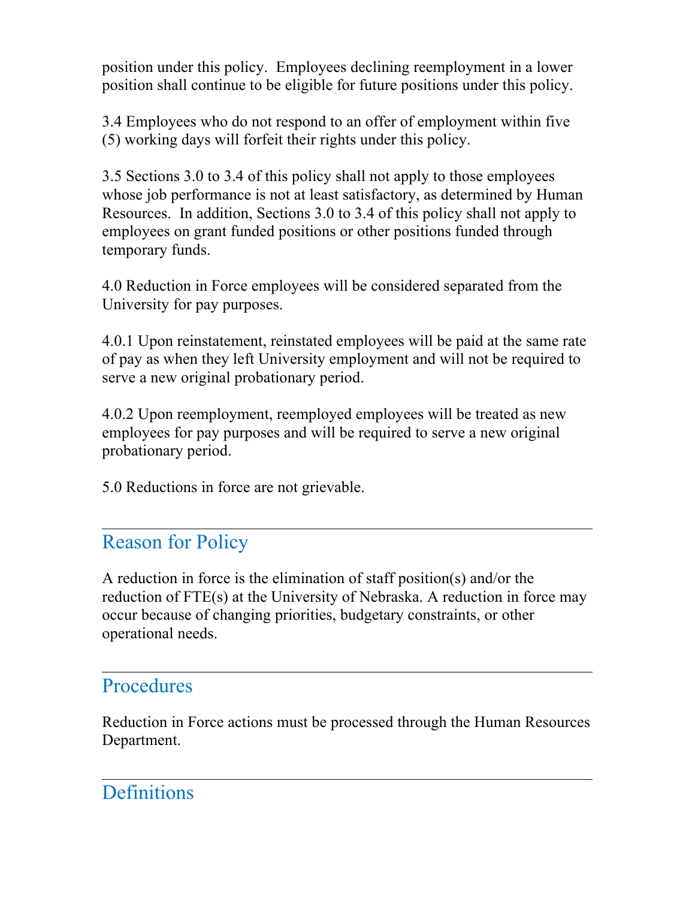position under this policy. Employees declining reemployment in a lower position shall continue to be eligible for future positions under this policy.

3.4 Employees who do not respond to an offer of employment within five (5) working days will forfeit their rights under this policy.

3.5 Sections 3.0 to 3.4 of this policy shall not apply to those employees whose job performance is not at least satisfactory, as determined by Human Resources. In addition, Sections 3.0 to 3.4 of this policy shall not apply to employees on grant funded positions or other positions funded through temporary funds.

4.0 Reduction in Force employees will be considered separated from the University for pay purposes.

4.0.1 Upon reinstatement, reinstated employees will be paid at the same rate of pay as when they left University employment and will not be required to serve a new original probationary period.

4.0.2 Upon reemployment, reemployed employees will be treated as new employees for pay purposes and will be required to serve a new original probationary period.

5.0 Reductions in force are not grievable.

---

## Reason for Policy

A reduction in force is the elimination of staff position(s) and/or the reduction of FTE(s) at the University of Nebraska. A reduction in force may occur because of changing priorities, budgetary constraints, or other operational needs.

---

## Procedures

Reduction in Force actions must be processed through the Human Resources Department.

---

## Definitions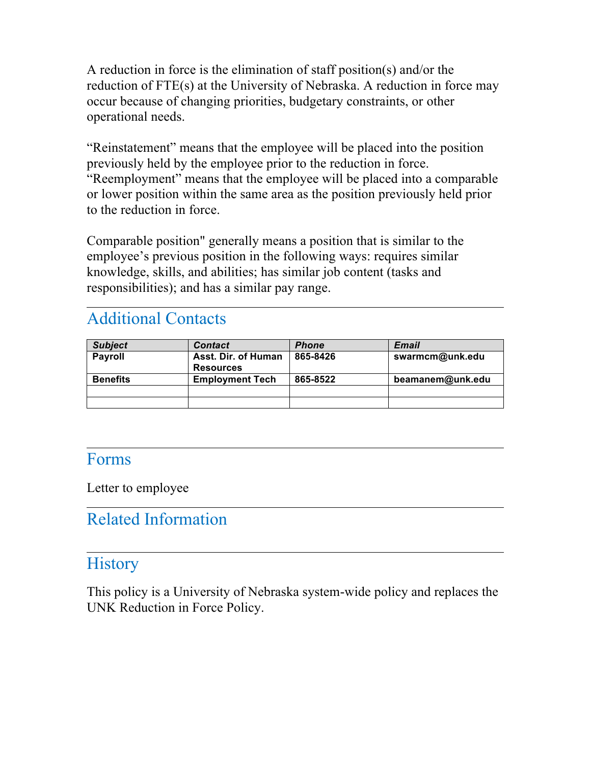A reduction in force is the elimination of staff position(s) and/or the reduction of FTE(s) at the University of Nebraska. A reduction in force may occur because of changing priorities, budgetary constraints, or other operational needs.

"Reinstatement" means that the employee will be placed into the position previously held by the employee prior to the reduction in force. "Reemployment" means that the employee will be placed into a comparable or lower position within the same area as the position previously held prior to the reduction in force.

Comparable position" generally means a position that is similar to the employee's previous position in the following ways: requires similar knowledge, skills, and abilities; has similar job content (tasks and responsibilities); and has a similar pay range.

## Additional Contacts

| *Subject* | *Contact* | *Phone* | *Email* |
|---|---|---|---|
| **Payroll** | **Asst. Dir. of Human Resources** | **865-8426** | **swarmcm@unk.edu** |
| **Benefits** | **Employment Tech** | **865-8522** | **beamanem@unk.edu** |
| | | | |
| | | | |

## Forms

Letter to employee

## Related Information

## History

This policy is a University of Nebraska system-wide policy and replaces the UNK Reduction in Force Policy.